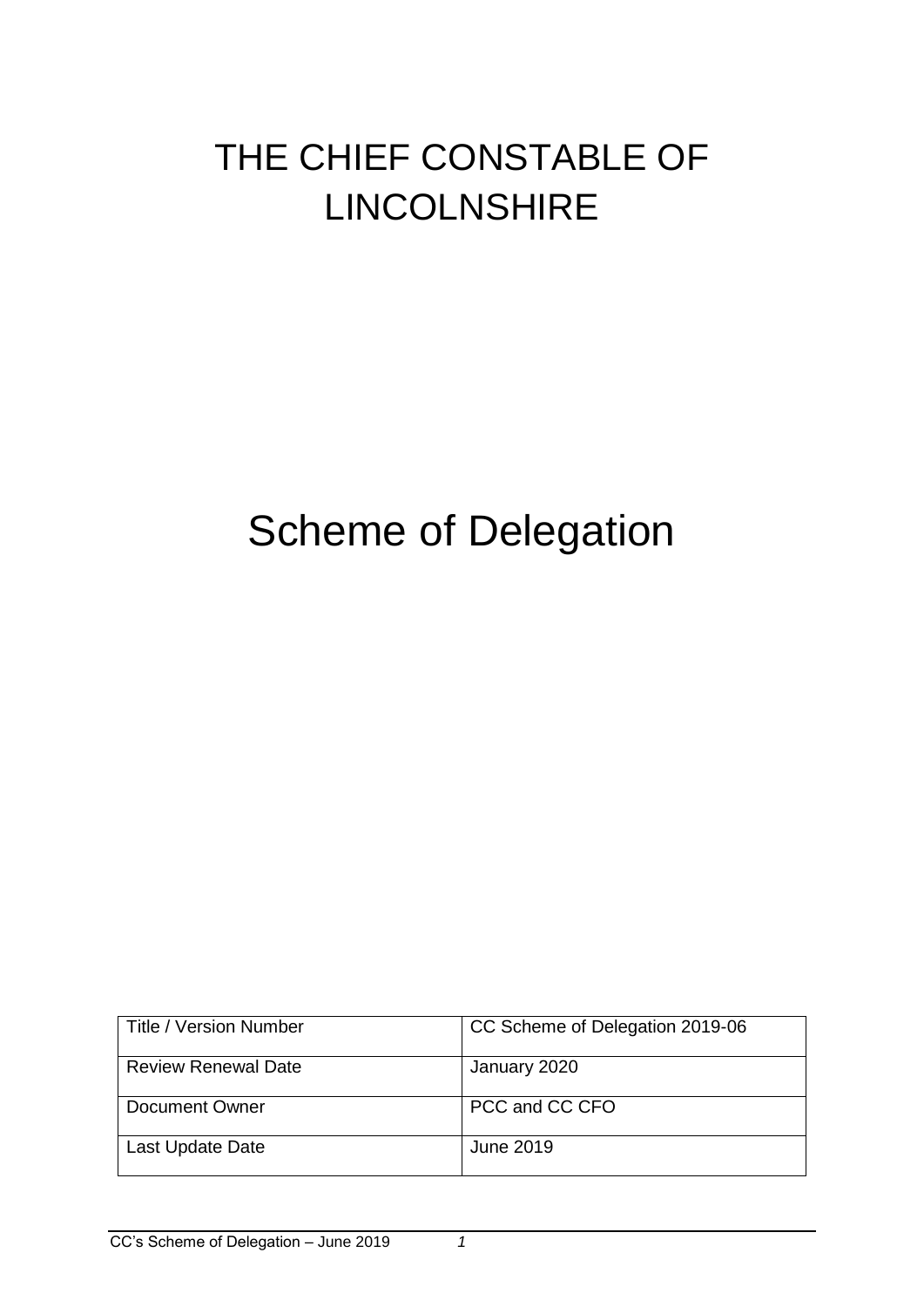# THE CHIEF CONSTABLE OF LINCOLNSHIRE

# Scheme of Delegation

| Title / Version Number | CC Scheme of Delegation 2019-06 |
|---|---|
| Review Renewal Date | January 2020 |
| Document Owner | PCC and CC CFO |
| Last Update Date | June 2019 |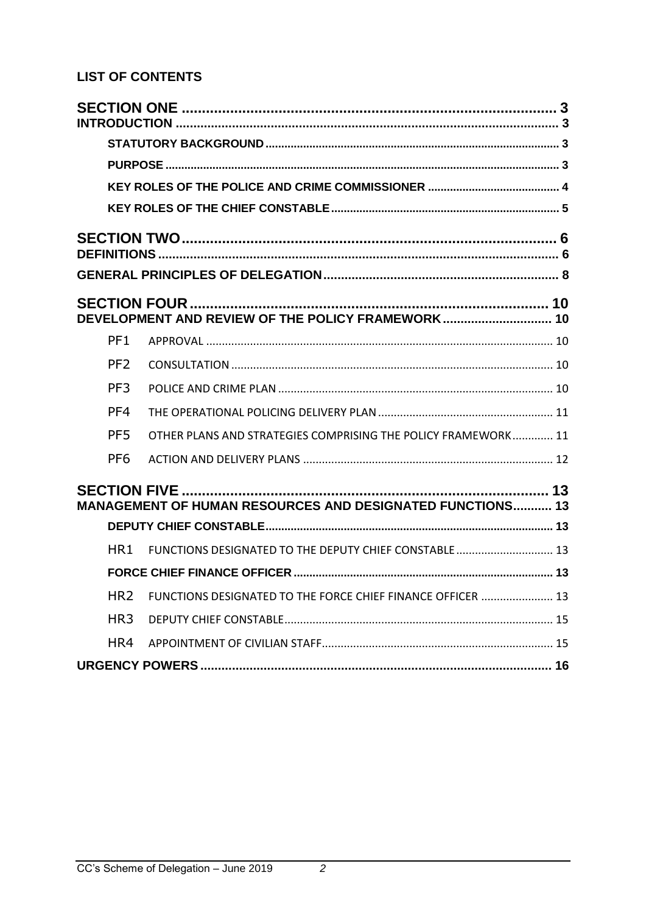## LIST OF CONTENTS

**SECTION ONE** ........................................................................................ 3
**INTRODUCTION** ........................................................................................ 3
- **STATUTORY BACKGROUND** ........................................................................................ 3
- **PURPOSE** ........................................................................................ 3
- **KEY ROLES OF THE POLICE AND CRIME COMMISSIONER** ........................................................................................ 4
- **KEY ROLES OF THE CHIEF CONSTABLE** ........................................................................................ 5

**SECTION TWO** ........................................................................................ 6
**DEFINITIONS** ........................................................................................ 6
**GENERAL PRINCIPLES OF DELEGATION** ........................................................................................ 8

**SECTION FOUR** ........................................................................................ 10
**DEVELOPMENT AND REVIEW OF THE POLICY FRAMEWORK** ........................................................................................ 10
- PF1 APPROVAL ........................................................................................ 10
- PF2 CONSULTATION ........................................................................................ 10
- PF3 POLICE AND CRIME PLAN ........................................................................................ 10
- PF4 THE OPERATIONAL POLICING DELIVERY PLAN ........................................................................................ 11
- PF5 OTHER PLANS AND STRATEGIES COMPRISING THE POLICY FRAMEWORK ........................................................................................ 11
- PF6 ACTION AND DELIVERY PLANS ........................................................................................ 12

**SECTION FIVE** ........................................................................................ 13
**MANAGEMENT OF HUMAN RESOURCES AND DESIGNATED FUNCTIONS** ........................................................................................ 13
- **DEPUTY CHIEF CONSTABLE** ........................................................................................ 13
- HR1 FUNCTIONS DESIGNATED TO THE DEPUTY CHIEF CONSTABLE ........................................................................................ 13
- **FORCE CHIEF FINANCE OFFICER** ........................................................................................ 13
- HR2 FUNCTIONS DESIGNATED TO THE FORCE CHIEF FINANCE OFFICER ........................................................................................ 13
- HR3 DEPUTY CHIEF CONSTABLE ........................................................................................ 15
- HR4 APPOINTMENT OF CIVILIAN STAFF ........................................................................................ 15

**URGENCY POWERS** ........................................................................................ 16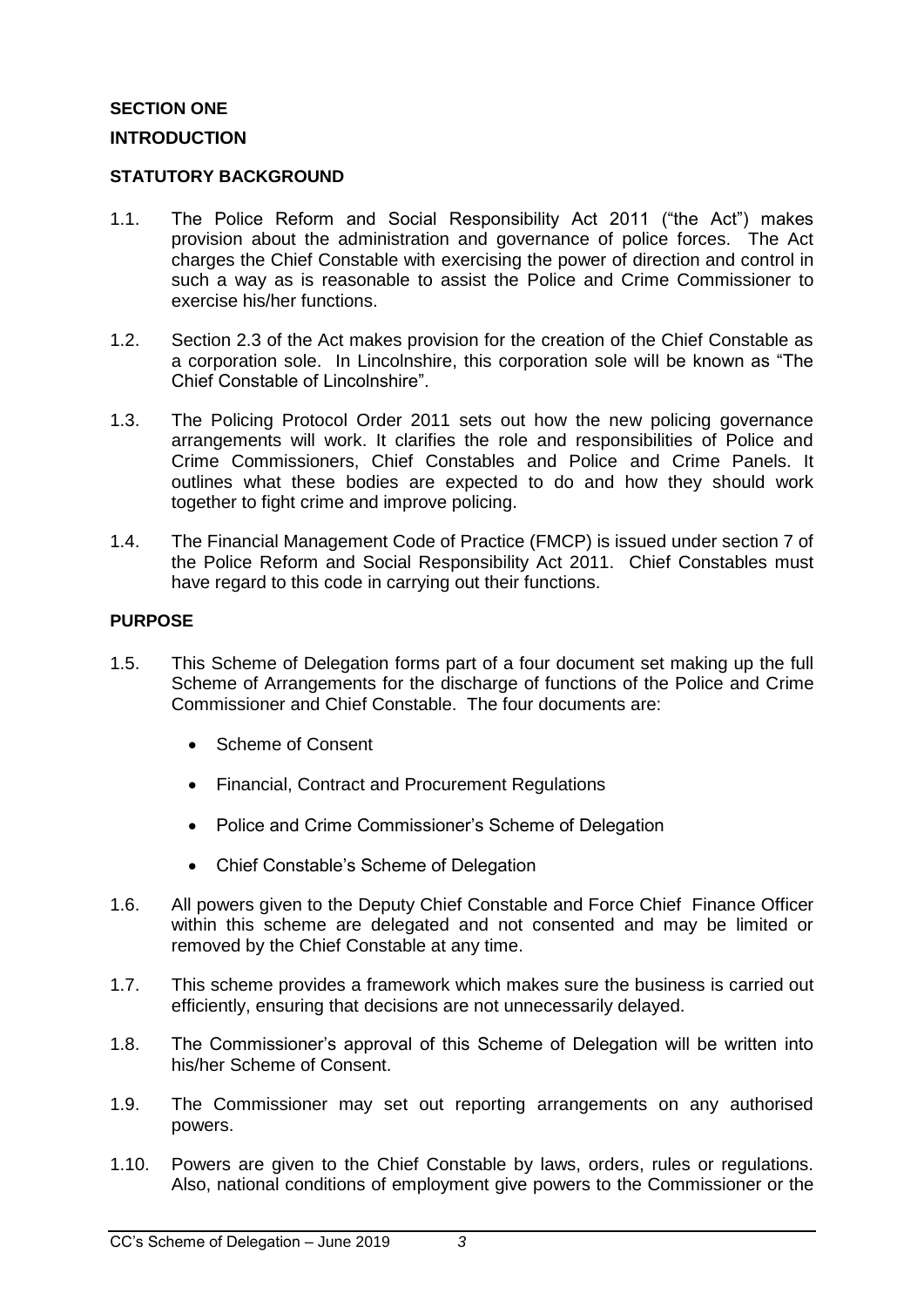## SECTION ONE

## INTRODUCTION

### STATUTORY BACKGROUND

1.1. The Police Reform and Social Responsibility Act 2011 ("the Act") makes provision about the administration and governance of police forces. The Act charges the Chief Constable with exercising the power of direction and control in such a way as is reasonable to assist the Police and Crime Commissioner to exercise his/her functions.

1.2. Section 2.3 of the Act makes provision for the creation of the Chief Constable as a corporation sole. In Lincolnshire, this corporation sole will be known as "The Chief Constable of Lincolnshire".

1.3. The Policing Protocol Order 2011 sets out how the new policing governance arrangements will work. It clarifies the role and responsibilities of Police and Crime Commissioners, Chief Constables and Police and Crime Panels. It outlines what these bodies are expected to do and how they should work together to fight crime and improve policing.

1.4. The Financial Management Code of Practice (FMCP) is issued under section 7 of the Police Reform and Social Responsibility Act 2011. Chief Constables must have regard to this code in carrying out their functions.

### PURPOSE

1.5. This Scheme of Delegation forms part of a four document set making up the full Scheme of Arrangements for the discharge of functions of the Police and Crime Commissioner and Chief Constable. The four documents are:

- Scheme of Consent
- Financial, Contract and Procurement Regulations
- Police and Crime Commissioner's Scheme of Delegation
- Chief Constable's Scheme of Delegation

1.6. All powers given to the Deputy Chief Constable and Force Chief Finance Officer within this scheme are delegated and not consented and may be limited or removed by the Chief Constable at any time.

1.7. This scheme provides a framework which makes sure the business is carried out efficiently, ensuring that decisions are not unnecessarily delayed.

1.8. The Commissioner's approval of this Scheme of Delegation will be written into his/her Scheme of Consent.

1.9. The Commissioner may set out reporting arrangements on any authorised powers.

1.10. Powers are given to the Chief Constable by laws, orders, rules or regulations. Also, national conditions of employment give powers to the Commissioner or the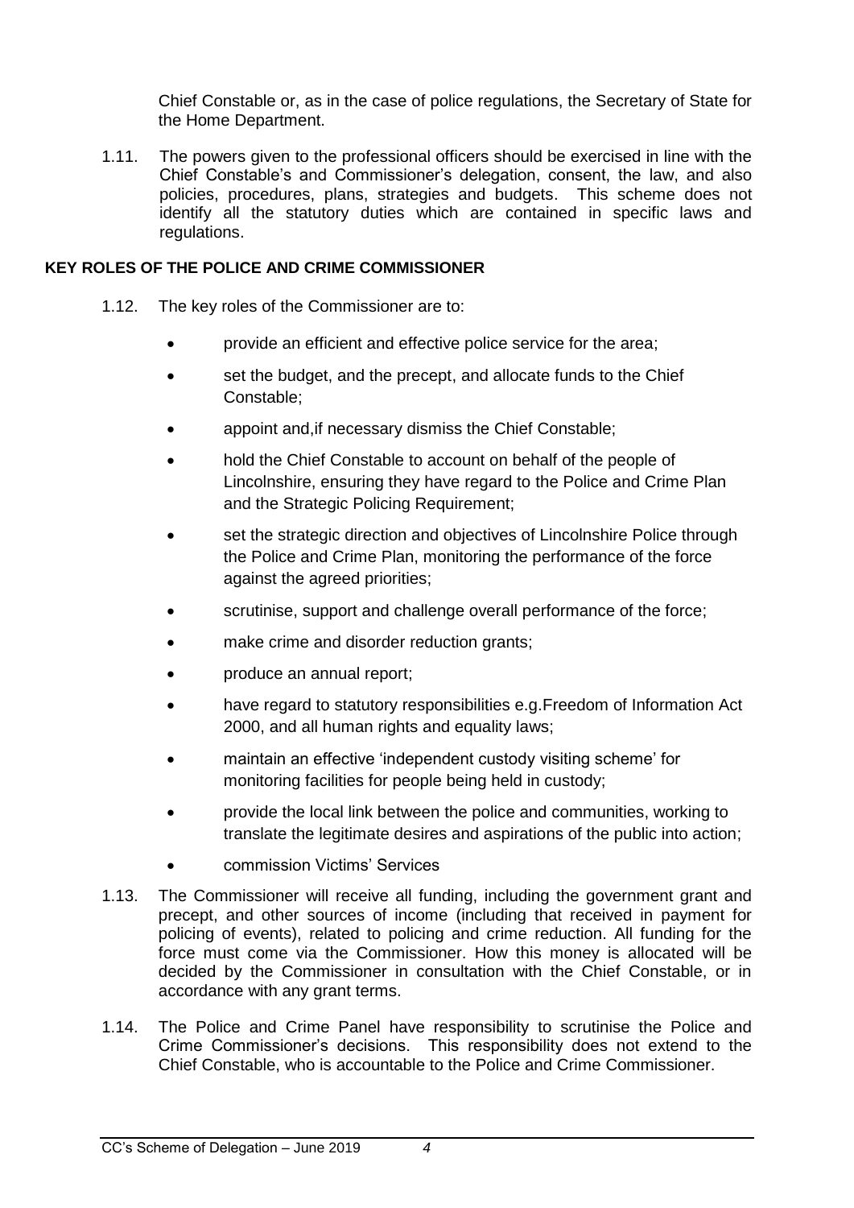Chief Constable or, as in the case of police regulations, the Secretary of State for the Home Department.

1.11. The powers given to the professional officers should be exercised in line with the Chief Constable's and Commissioner's delegation, consent, the law, and also policies, procedures, plans, strategies and budgets. This scheme does not identify all the statutory duties which are contained in specific laws and regulations.

**KEY ROLES OF THE POLICE AND CRIME COMMISSIONER**

1.12. The key roles of the Commissioner are to:

- provide an efficient and effective police service for the area;
- set the budget, and the precept, and allocate funds to the Chief Constable;
- appoint and,if necessary dismiss the Chief Constable;
- hold the Chief Constable to account on behalf of the people of Lincolnshire, ensuring they have regard to the Police and Crime Plan and the Strategic Policing Requirement;
- set the strategic direction and objectives of Lincolnshire Police through the Police and Crime Plan, monitoring the performance of the force against the agreed priorities;
- scrutinise, support and challenge overall performance of the force;
- make crime and disorder reduction grants;
- produce an annual report;
- have regard to statutory responsibilities e.g.Freedom of Information Act 2000, and all human rights and equality laws;
- maintain an effective 'independent custody visiting scheme' for monitoring facilities for people being held in custody;
- provide the local link between the police and communities, working to translate the legitimate desires and aspirations of the public into action;
- commission Victims' Services

1.13. The Commissioner will receive all funding, including the government grant and precept, and other sources of income (including that received in payment for policing of events), related to policing and crime reduction. All funding for the force must come via the Commissioner. How this money is allocated will be decided by the Commissioner in consultation with the Chief Constable, or in accordance with any grant terms.

1.14. The Police and Crime Panel have responsibility to scrutinise the Police and Crime Commissioner's decisions. This responsibility does not extend to the Chief Constable, who is accountable to the Police and Crime Commissioner.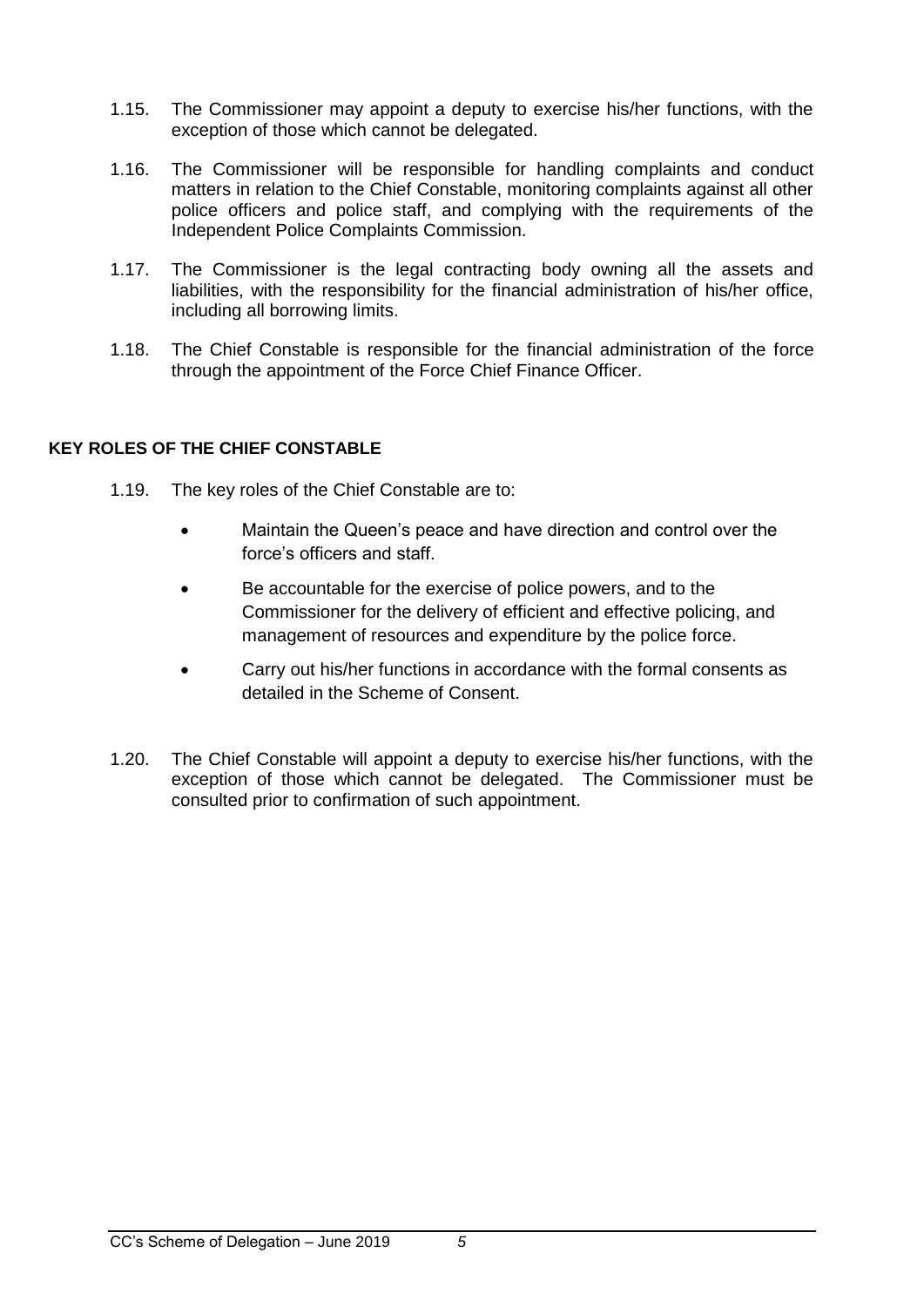1.15. The Commissioner may appoint a deputy to exercise his/her functions, with the exception of those which cannot be delegated.

1.16. The Commissioner will be responsible for handling complaints and conduct matters in relation to the Chief Constable, monitoring complaints against all other police officers and police staff, and complying with the requirements of the Independent Police Complaints Commission.

1.17. The Commissioner is the legal contracting body owning all the assets and liabilities, with the responsibility for the financial administration of his/her office, including all borrowing limits.

1.18. The Chief Constable is responsible for the financial administration of the force through the appointment of the Force Chief Finance Officer.

**KEY ROLES OF THE CHIEF CONSTABLE**

1.19. The key roles of the Chief Constable are to:

- Maintain the Queen's peace and have direction and control over the force's officers and staff.
- Be accountable for the exercise of police powers, and to the Commissioner for the delivery of efficient and effective policing, and management of resources and expenditure by the police force.
- Carry out his/her functions in accordance with the formal consents as detailed in the Scheme of Consent.

1.20. The Chief Constable will appoint a deputy to exercise his/her functions, with the exception of those which cannot be delegated. The Commissioner must be consulted prior to confirmation of such appointment.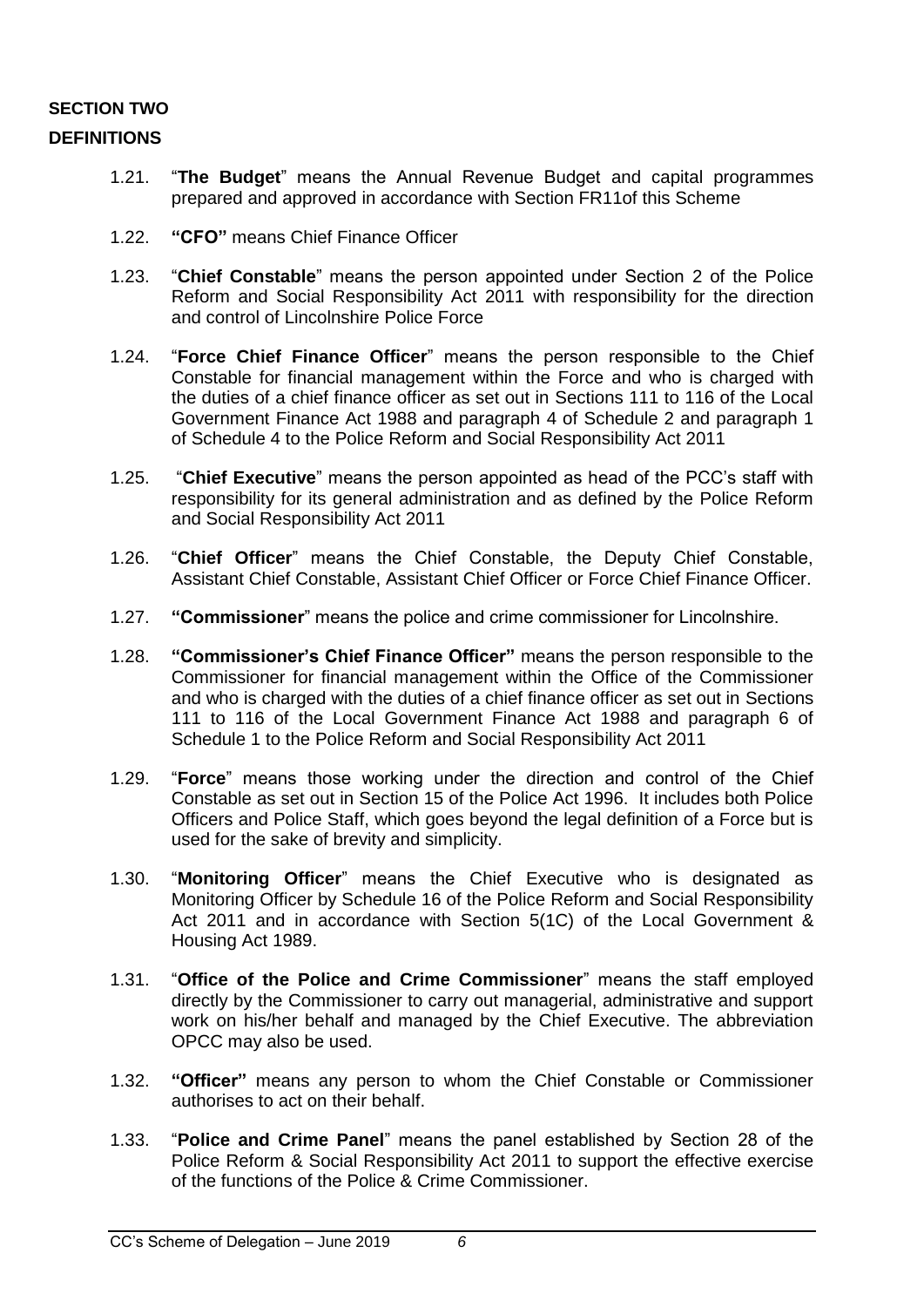**SECTION TWO**

**DEFINITIONS**

1.21. "**The Budget**" means the Annual Revenue Budget and capital programmes prepared and approved in accordance with Section FR11of this Scheme

1.22. **"CFO"** means Chief Finance Officer

1.23. "**Chief Constable**" means the person appointed under Section 2 of the Police Reform and Social Responsibility Act 2011 with responsibility for the direction and control of Lincolnshire Police Force

1.24. "**Force Chief Finance Officer**" means the person responsible to the Chief Constable for financial management within the Force and who is charged with the duties of a chief finance officer as set out in Sections 111 to 116 of the Local Government Finance Act 1988 and paragraph 4 of Schedule 2 and paragraph 1 of Schedule 4 to the Police Reform and Social Responsibility Act 2011

1.25. "**Chief Executive**" means the person appointed as head of the PCC's staff with responsibility for its general administration and as defined by the Police Reform and Social Responsibility Act 2011

1.26. "**Chief Officer**" means the Chief Constable, the Deputy Chief Constable, Assistant Chief Constable, Assistant Chief Officer or Force Chief Finance Officer.

1.27. **"Commissioner"** means the police and crime commissioner for Lincolnshire.

1.28. **"Commissioner's Chief Finance Officer"** means the person responsible to the Commissioner for financial management within the Office of the Commissioner and who is charged with the duties of a chief finance officer as set out in Sections 111 to 116 of the Local Government Finance Act 1988 and paragraph 6 of Schedule 1 to the Police Reform and Social Responsibility Act 2011

1.29. "**Force**" means those working under the direction and control of the Chief Constable as set out in Section 15 of the Police Act 1996. It includes both Police Officers and Police Staff, which goes beyond the legal definition of a Force but is used for the sake of brevity and simplicity.

1.30. "**Monitoring Officer**" means the Chief Executive who is designated as Monitoring Officer by Schedule 16 of the Police Reform and Social Responsibility Act 2011 and in accordance with Section 5(1C) of the Local Government & Housing Act 1989.

1.31. "**Office of the Police and Crime Commissioner**" means the staff employed directly by the Commissioner to carry out managerial, administrative and support work on his/her behalf and managed by the Chief Executive. The abbreviation OPCC may also be used.

1.32. **"Officer"** means any person to whom the Chief Constable or Commissioner authorises to act on their behalf.

1.33. "**Police and Crime Panel**" means the panel established by Section 28 of the Police Reform & Social Responsibility Act 2011 to support the effective exercise of the functions of the Police & Crime Commissioner.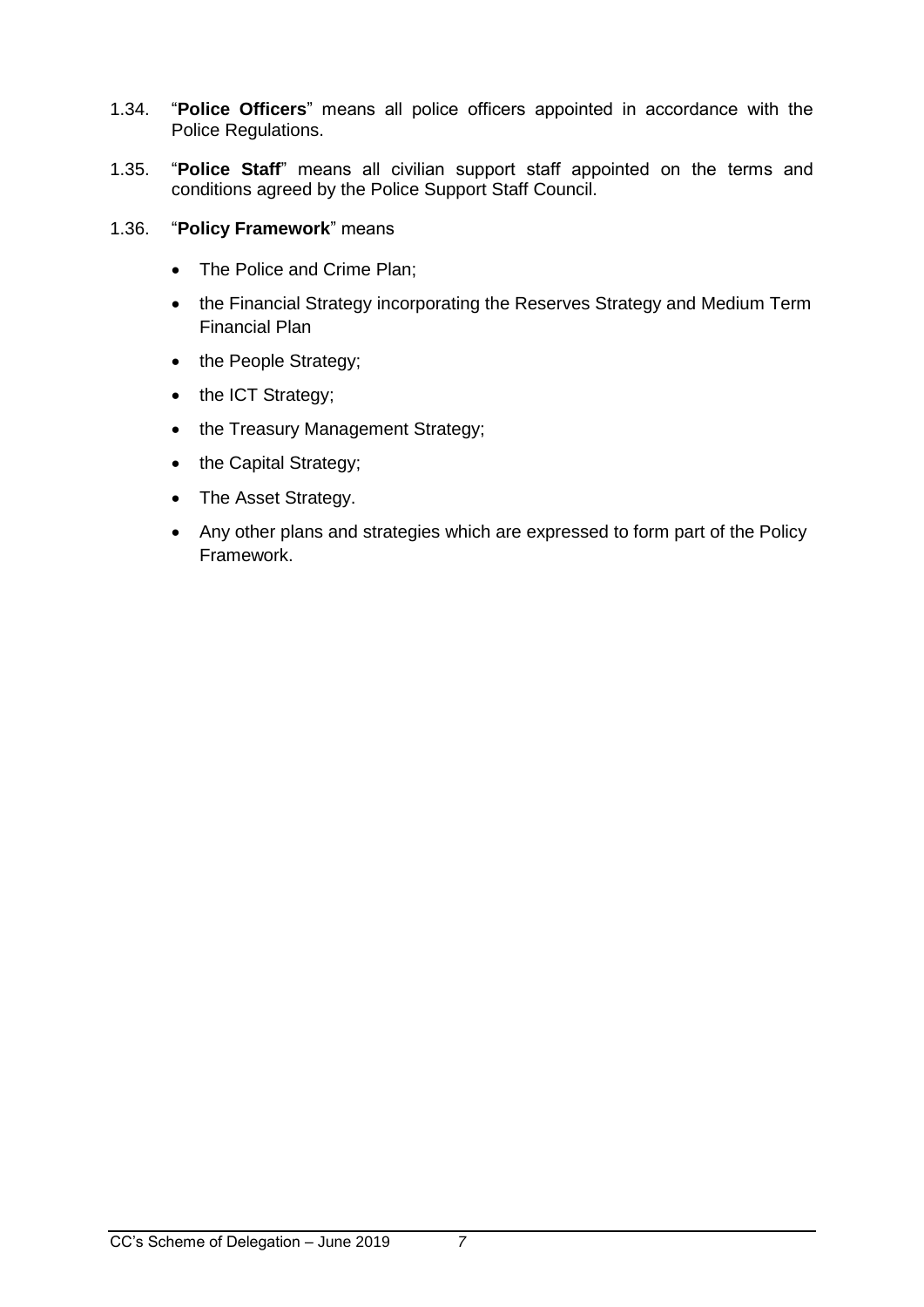1.34. "**Police Officers**" means all police officers appointed in accordance with the Police Regulations.

1.35. "**Police Staff**" means all civilian support staff appointed on the terms and conditions agreed by the Police Support Staff Council.

1.36. "**Policy Framework**" means

- The Police and Crime Plan;
- the Financial Strategy incorporating the Reserves Strategy and Medium Term Financial Plan
- the People Strategy;
- the ICT Strategy;
- the Treasury Management Strategy;
- the Capital Strategy;
- The Asset Strategy.
- Any other plans and strategies which are expressed to form part of the Policy Framework.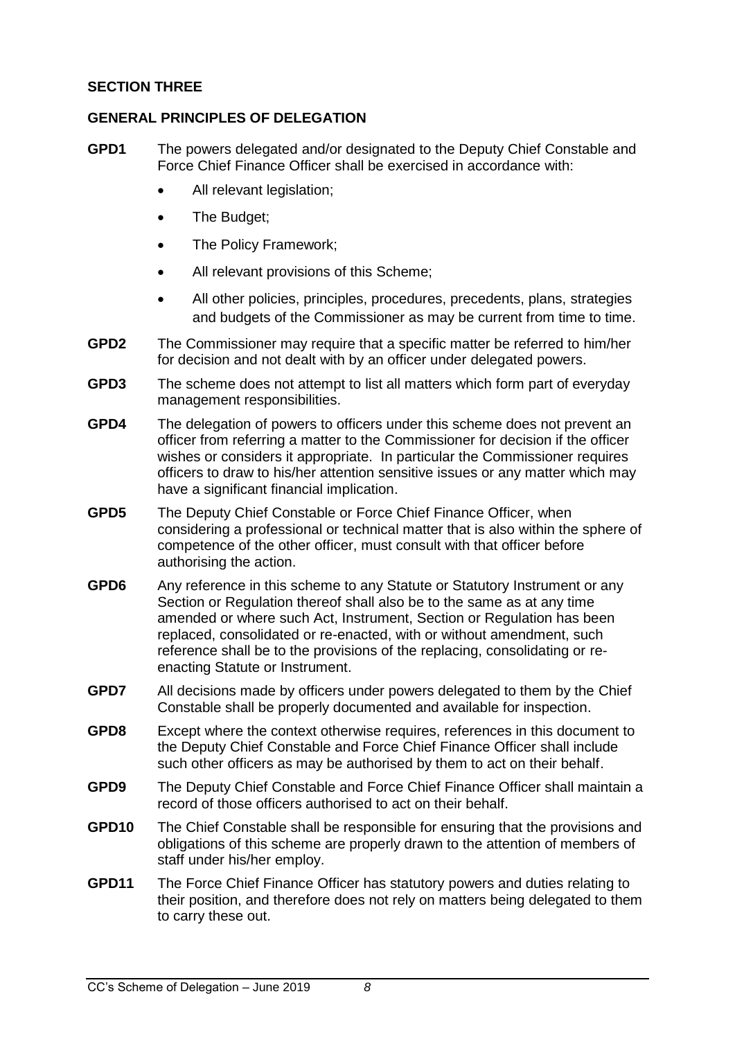## SECTION THREE

## GENERAL PRINCIPLES OF DELEGATION

**GPD1** The powers delegated and/or designated to the Deputy Chief Constable and Force Chief Finance Officer shall be exercised in accordance with:

- All relevant legislation;
- The Budget;
- The Policy Framework;
- All relevant provisions of this Scheme;
- All other policies, principles, procedures, precedents, plans, strategies and budgets of the Commissioner as may be current from time to time.

**GPD2** The Commissioner may require that a specific matter be referred to him/her for decision and not dealt with by an officer under delegated powers.

**GPD3** The scheme does not attempt to list all matters which form part of everyday management responsibilities.

**GPD4** The delegation of powers to officers under this scheme does not prevent an officer from referring a matter to the Commissioner for decision if the officer wishes or considers it appropriate. In particular the Commissioner requires officers to draw to his/her attention sensitive issues or any matter which may have a significant financial implication.

**GPD5** The Deputy Chief Constable or Force Chief Finance Officer, when considering a professional or technical matter that is also within the sphere of competence of the other officer, must consult with that officer before authorising the action.

**GPD6** Any reference in this scheme to any Statute or Statutory Instrument or any Section or Regulation thereof shall also be to the same as at any time amended or where such Act, Instrument, Section or Regulation has been replaced, consolidated or re-enacted, with or without amendment, such reference shall be to the provisions of the replacing, consolidating or re-enacting Statute or Instrument.

**GPD7** All decisions made by officers under powers delegated to them by the Chief Constable shall be properly documented and available for inspection.

**GPD8** Except where the context otherwise requires, references in this document to the Deputy Chief Constable and Force Chief Finance Officer shall include such other officers as may be authorised by them to act on their behalf.

**GPD9** The Deputy Chief Constable and Force Chief Finance Officer shall maintain a record of those officers authorised to act on their behalf.

**GPD10** The Chief Constable shall be responsible for ensuring that the provisions and obligations of this scheme are properly drawn to the attention of members of staff under his/her employ.

**GPD11** The Force Chief Finance Officer has statutory powers and duties relating to their position, and therefore does not rely on matters being delegated to them to carry these out.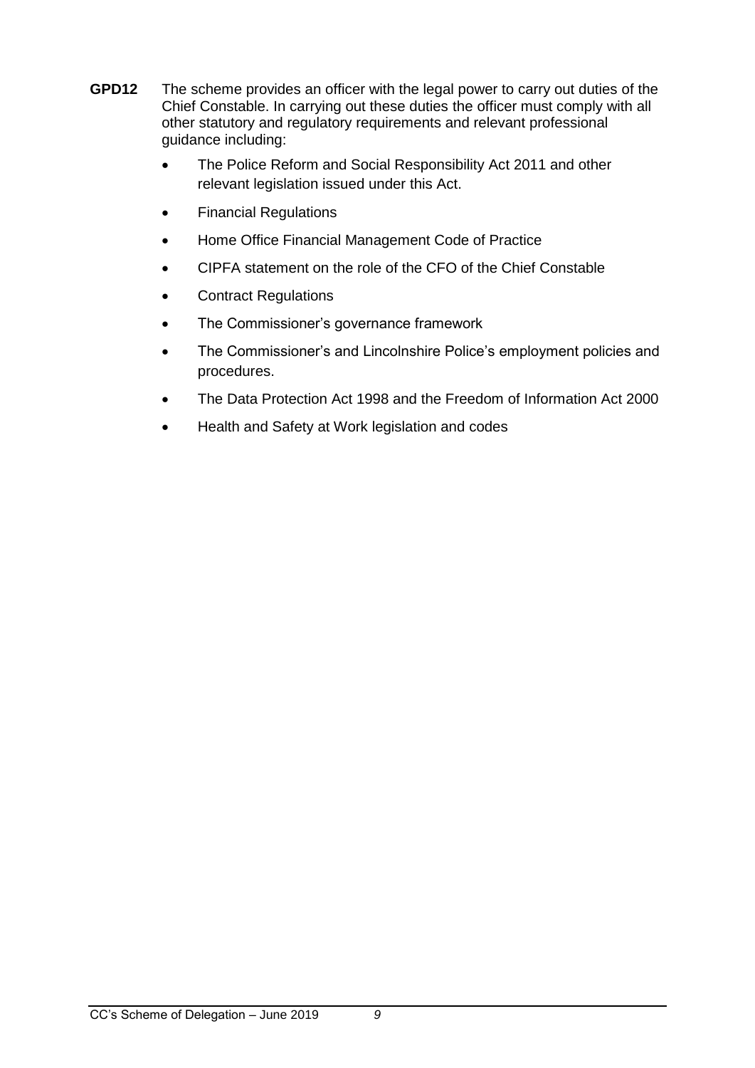**GPD12** The scheme provides an officer with the legal power to carry out duties of the Chief Constable. In carrying out these duties the officer must comply with all other statutory and regulatory requirements and relevant professional guidance including:

- The Police Reform and Social Responsibility Act 2011 and other relevant legislation issued under this Act.
- Financial Regulations
- Home Office Financial Management Code of Practice
- CIPFA statement on the role of the CFO of the Chief Constable
- Contract Regulations
- The Commissioner's governance framework
- The Commissioner's and Lincolnshire Police's employment policies and procedures.
- The Data Protection Act 1998 and the Freedom of Information Act 2000
- Health and Safety at Work legislation and codes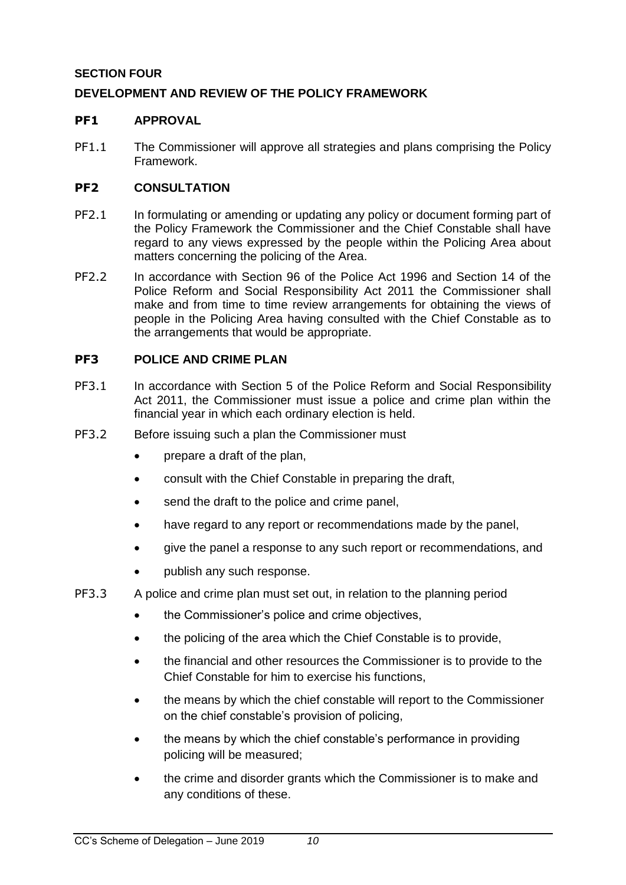**SECTION FOUR**

**DEVELOPMENT AND REVIEW OF THE POLICY FRAMEWORK**

**PF1 APPROVAL**

PF1.1 The Commissioner will approve all strategies and plans comprising the Policy Framework.

**PF2 CONSULTATION**

PF2.1 In formulating or amending or updating any policy or document forming part of the Policy Framework the Commissioner and the Chief Constable shall have regard to any views expressed by the people within the Policing Area about matters concerning the policing of the Area.

PF2.2 In accordance with Section 96 of the Police Act 1996 and Section 14 of the Police Reform and Social Responsibility Act 2011 the Commissioner shall make and from time to time review arrangements for obtaining the views of people in the Policing Area having consulted with the Chief Constable as to the arrangements that would be appropriate.

**PF3 POLICE AND CRIME PLAN**

PF3.1 In accordance with Section 5 of the Police Reform and Social Responsibility Act 2011, the Commissioner must issue a police and crime plan within the financial year in which each ordinary election is held.

PF3.2 Before issuing such a plan the Commissioner must

- prepare a draft of the plan,
- consult with the Chief Constable in preparing the draft,
- send the draft to the police and crime panel,
- have regard to any report or recommendations made by the panel,
- give the panel a response to any such report or recommendations, and
- publish any such response.

PF3.3 A police and crime plan must set out, in relation to the planning period

- the Commissioner's police and crime objectives,
- the policing of the area which the Chief Constable is to provide,
- the financial and other resources the Commissioner is to provide to the Chief Constable for him to exercise his functions,
- the means by which the chief constable will report to the Commissioner on the chief constable's provision of policing,
- the means by which the chief constable's performance in providing policing will be measured;
- the crime and disorder grants which the Commissioner is to make and any conditions of these.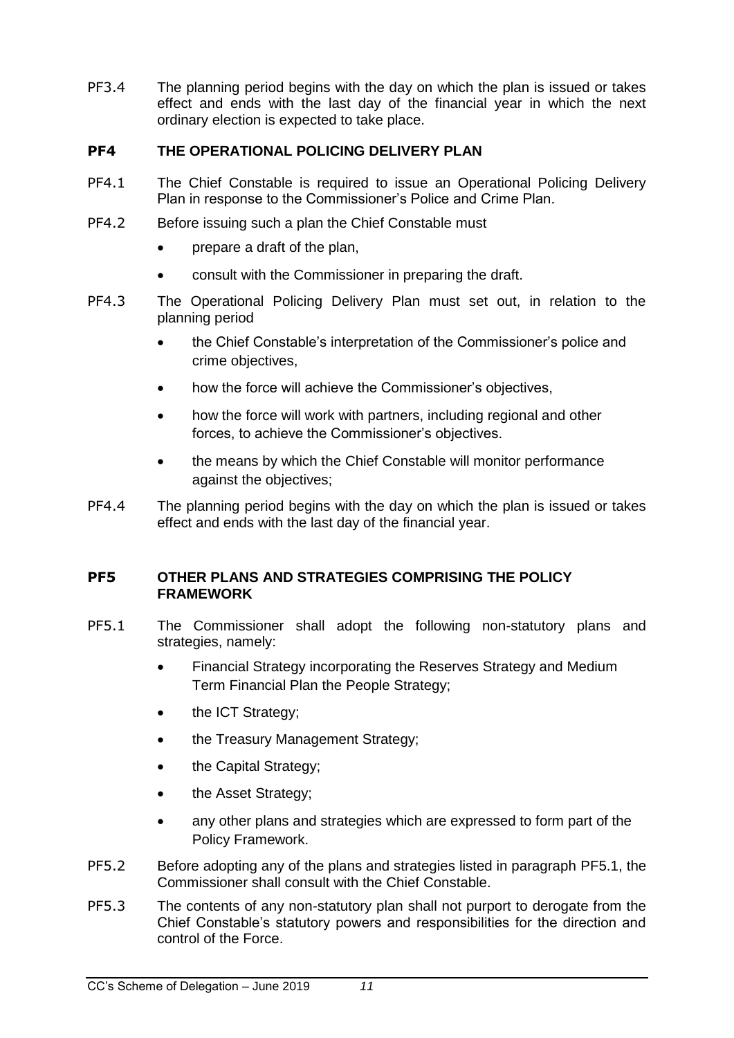PF3.4 The planning period begins with the day on which the plan is issued or takes effect and ends with the last day of the financial year in which the next ordinary election is expected to take place.

## PF4 THE OPERATIONAL POLICING DELIVERY PLAN

PF4.1 The Chief Constable is required to issue an Operational Policing Delivery Plan in response to the Commissioner's Police and Crime Plan.

PF4.2 Before issuing such a plan the Chief Constable must

- prepare a draft of the plan,
- consult with the Commissioner in preparing the draft.

PF4.3 The Operational Policing Delivery Plan must set out, in relation to the planning period

- the Chief Constable's interpretation of the Commissioner's police and crime objectives,
- how the force will achieve the Commissioner's objectives,
- how the force will work with partners, including regional and other forces, to achieve the Commissioner's objectives.
- the means by which the Chief Constable will monitor performance against the objectives;

PF4.4 The planning period begins with the day on which the plan is issued or takes effect and ends with the last day of the financial year.

## PF5 OTHER PLANS AND STRATEGIES COMPRISING THE POLICY FRAMEWORK

PF5.1 The Commissioner shall adopt the following non-statutory plans and strategies, namely:

- Financial Strategy incorporating the Reserves Strategy and Medium Term Financial Plan the People Strategy;
- the ICT Strategy;
- the Treasury Management Strategy;
- the Capital Strategy;
- the Asset Strategy;
- any other plans and strategies which are expressed to form part of the Policy Framework.

PF5.2 Before adopting any of the plans and strategies listed in paragraph PF5.1, the Commissioner shall consult with the Chief Constable.

PF5.3 The contents of any non-statutory plan shall not purport to derogate from the Chief Constable's statutory powers and responsibilities for the direction and control of the Force.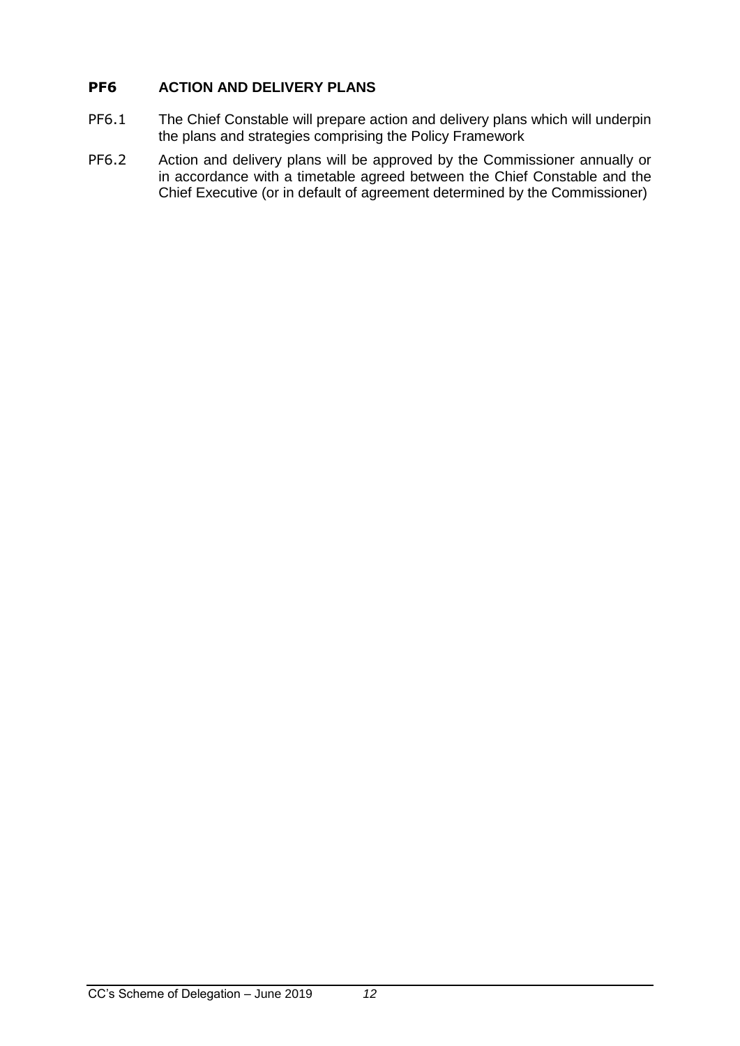### PF6 ACTION AND DELIVERY PLANS

PF6.1 The Chief Constable will prepare action and delivery plans which will underpin the plans and strategies comprising the Policy Framework

PF6.2 Action and delivery plans will be approved by the Commissioner annually or in accordance with a timetable agreed between the Chief Constable and the Chief Executive (or in default of agreement determined by the Commissioner)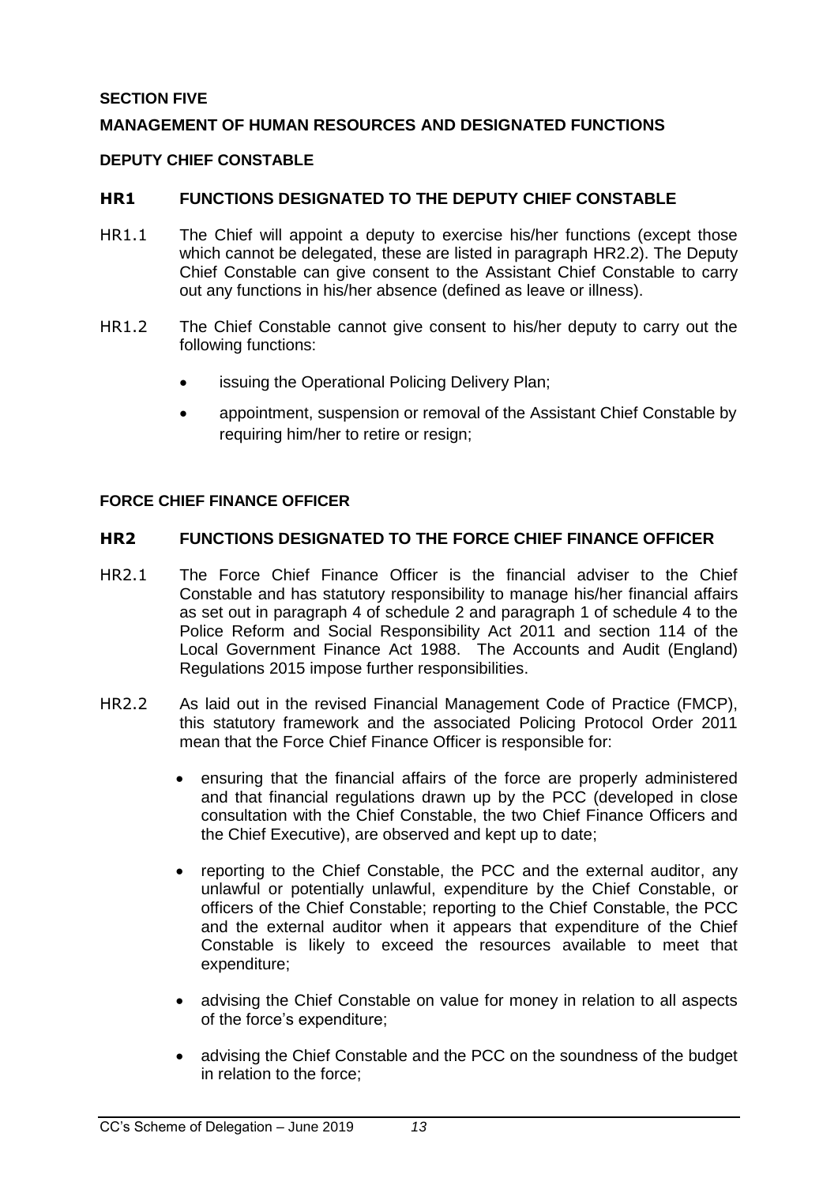**SECTION FIVE**

**MANAGEMENT OF HUMAN RESOURCES AND DESIGNATED FUNCTIONS**

**DEPUTY CHIEF CONSTABLE**

## HR1 FUNCTIONS DESIGNATED TO THE DEPUTY CHIEF CONSTABLE

HR1.1 The Chief will appoint a deputy to exercise his/her functions (except those which cannot be delegated, these are listed in paragraph HR2.2). The Deputy Chief Constable can give consent to the Assistant Chief Constable to carry out any functions in his/her absence (defined as leave or illness).

HR1.2 The Chief Constable cannot give consent to his/her deputy to carry out the following functions:

- issuing the Operational Policing Delivery Plan;
- appointment, suspension or removal of the Assistant Chief Constable by requiring him/her to retire or resign;

**FORCE CHIEF FINANCE OFFICER**

## HR2 FUNCTIONS DESIGNATED TO THE FORCE CHIEF FINANCE OFFICER

HR2.1 The Force Chief Finance Officer is the financial adviser to the Chief Constable and has statutory responsibility to manage his/her financial affairs as set out in paragraph 4 of schedule 2 and paragraph 1 of schedule 4 to the Police Reform and Social Responsibility Act 2011 and section 114 of the Local Government Finance Act 1988. The Accounts and Audit (England) Regulations 2015 impose further responsibilities.

HR2.2 As laid out in the revised Financial Management Code of Practice (FMCP), this statutory framework and the associated Policing Protocol Order 2011 mean that the Force Chief Finance Officer is responsible for:

- ensuring that the financial affairs of the force are properly administered and that financial regulations drawn up by the PCC (developed in close consultation with the Chief Constable, the two Chief Finance Officers and the Chief Executive), are observed and kept up to date;
- reporting to the Chief Constable, the PCC and the external auditor, any unlawful or potentially unlawful, expenditure by the Chief Constable, or officers of the Chief Constable; reporting to the Chief Constable, the PCC and the external auditor when it appears that expenditure of the Chief Constable is likely to exceed the resources available to meet that expenditure;
- advising the Chief Constable on value for money in relation to all aspects of the force's expenditure;
- advising the Chief Constable and the PCC on the soundness of the budget in relation to the force;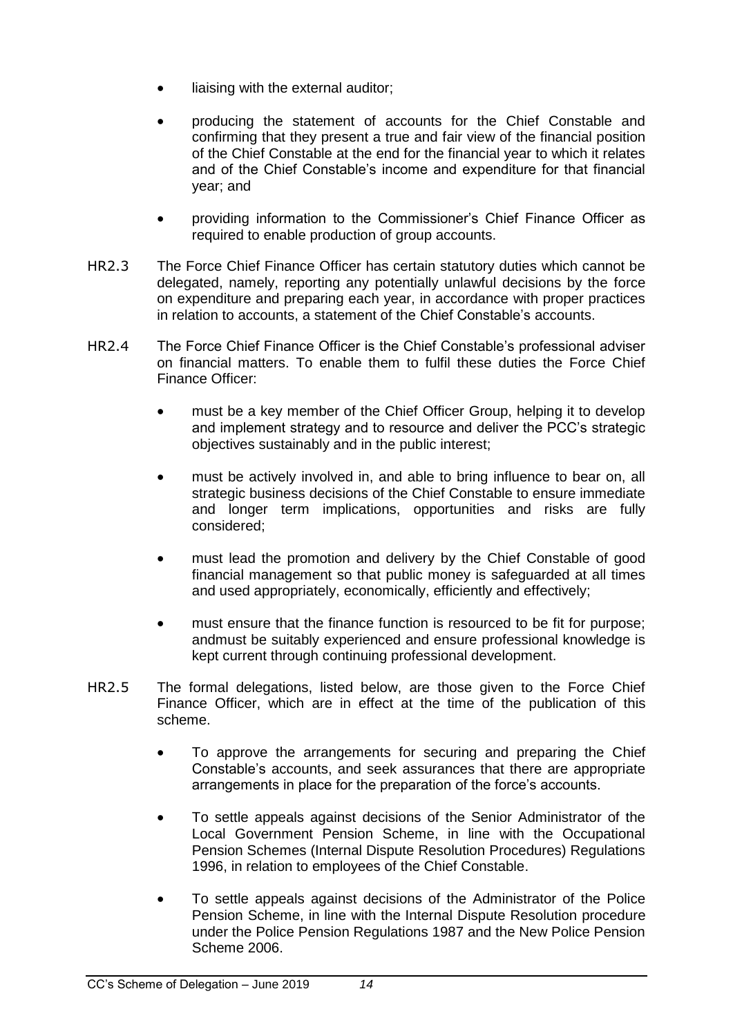- liaising with the external auditor;

- producing the statement of accounts for the Chief Constable and confirming that they present a true and fair view of the financial position of the Chief Constable at the end for the financial year to which it relates and of the Chief Constable's income and expenditure for that financial year; and

- providing information to the Commissioner's Chief Finance Officer as required to enable production of group accounts.

HR2.3 The Force Chief Finance Officer has certain statutory duties which cannot be delegated, namely, reporting any potentially unlawful decisions by the force on expenditure and preparing each year, in accordance with proper practices in relation to accounts, a statement of the Chief Constable's accounts.

HR2.4 The Force Chief Finance Officer is the Chief Constable's professional adviser on financial matters. To enable them to fulfil these duties the Force Chief Finance Officer:

- must be a key member of the Chief Officer Group, helping it to develop and implement strategy and to resource and deliver the PCC's strategic objectives sustainably and in the public interest;

- must be actively involved in, and able to bring influence to bear on, all strategic business decisions of the Chief Constable to ensure immediate and longer term implications, opportunities and risks are fully considered;

- must lead the promotion and delivery by the Chief Constable of good financial management so that public money is safeguarded at all times and used appropriately, economically, efficiently and effectively;

- must ensure that the finance function is resourced to be fit for purpose; andmust be suitably experienced and ensure professional knowledge is kept current through continuing professional development.

HR2.5 The formal delegations, listed below, are those given to the Force Chief Finance Officer, which are in effect at the time of the publication of this scheme.

- To approve the arrangements for securing and preparing the Chief Constable's accounts, and seek assurances that there are appropriate arrangements in place for the preparation of the force's accounts.

- To settle appeals against decisions of the Senior Administrator of the Local Government Pension Scheme, in line with the Occupational Pension Schemes (Internal Dispute Resolution Procedures) Regulations 1996, in relation to employees of the Chief Constable.

- To settle appeals against decisions of the Administrator of the Police Pension Scheme, in line with the Internal Dispute Resolution procedure under the Police Pension Regulations 1987 and the New Police Pension Scheme 2006.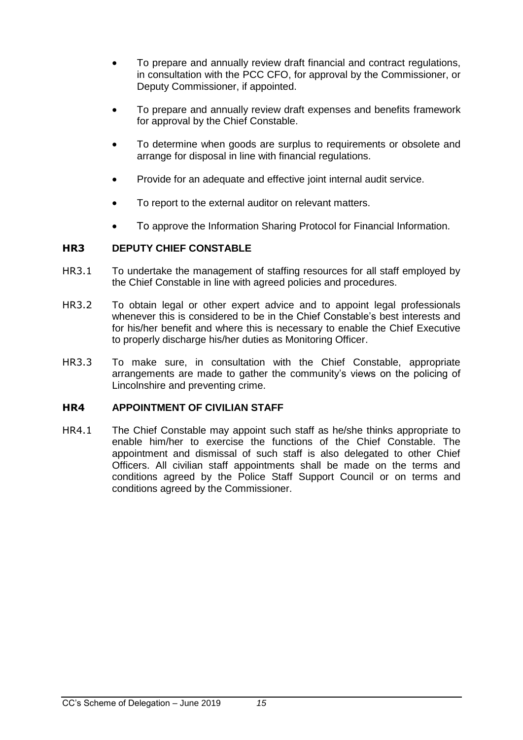- To prepare and annually review draft financial and contract regulations, in consultation with the PCC CFO, for approval by the Commissioner, or Deputy Commissioner, if appointed.
- To prepare and annually review draft expenses and benefits framework for approval by the Chief Constable.
- To determine when goods are surplus to requirements or obsolete and arrange for disposal in line with financial regulations.
- Provide for an adequate and effective joint internal audit service.
- To report to the external auditor on relevant matters.
- To approve the Information Sharing Protocol for Financial Information.

## HR3 DEPUTY CHIEF CONSTABLE

HR3.1 To undertake the management of staffing resources for all staff employed by the Chief Constable in line with agreed policies and procedures.

HR3.2 To obtain legal or other expert advice and to appoint legal professionals whenever this is considered to be in the Chief Constable's best interests and for his/her benefit and where this is necessary to enable the Chief Executive to properly discharge his/her duties as Monitoring Officer.

HR3.3 To make sure, in consultation with the Chief Constable, appropriate arrangements are made to gather the community's views on the policing of Lincolnshire and preventing crime.

## HR4 APPOINTMENT OF CIVILIAN STAFF

HR4.1 The Chief Constable may appoint such staff as he/she thinks appropriate to enable him/her to exercise the functions of the Chief Constable. The appointment and dismissal of such staff is also delegated to other Chief Officers. All civilian staff appointments shall be made on the terms and conditions agreed by the Police Staff Support Council or on terms and conditions agreed by the Commissioner.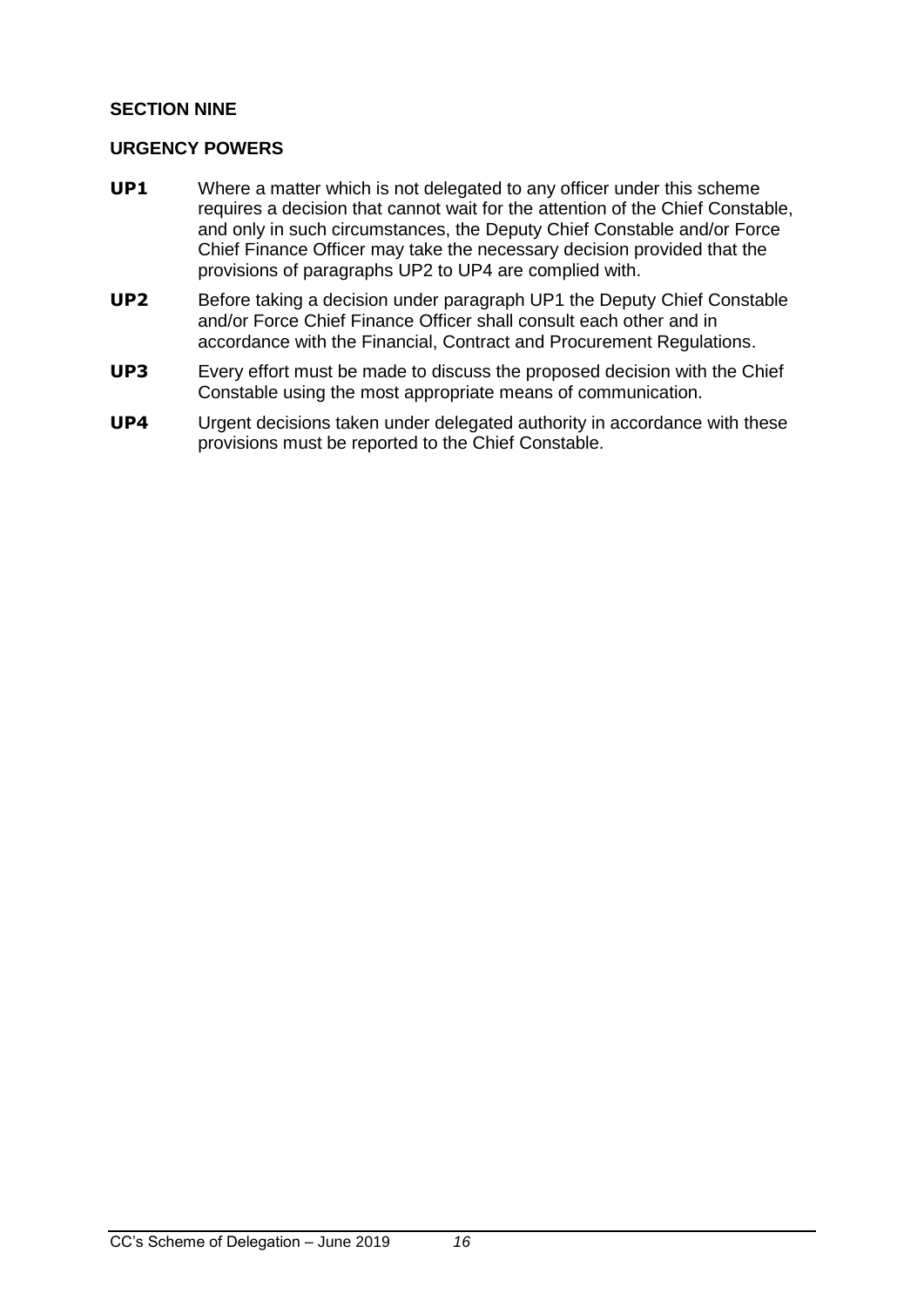## SECTION NINE

### URGENCY POWERS

**UP1** Where a matter which is not delegated to any officer under this scheme requires a decision that cannot wait for the attention of the Chief Constable, and only in such circumstances, the Deputy Chief Constable and/or Force Chief Finance Officer may take the necessary decision provided that the provisions of paragraphs UP2 to UP4 are complied with.

**UP2** Before taking a decision under paragraph UP1 the Deputy Chief Constable and/or Force Chief Finance Officer shall consult each other and in accordance with the Financial, Contract and Procurement Regulations.

**UP3** Every effort must be made to discuss the proposed decision with the Chief Constable using the most appropriate means of communication.

**UP4** Urgent decisions taken under delegated authority in accordance with these provisions must be reported to the Chief Constable.